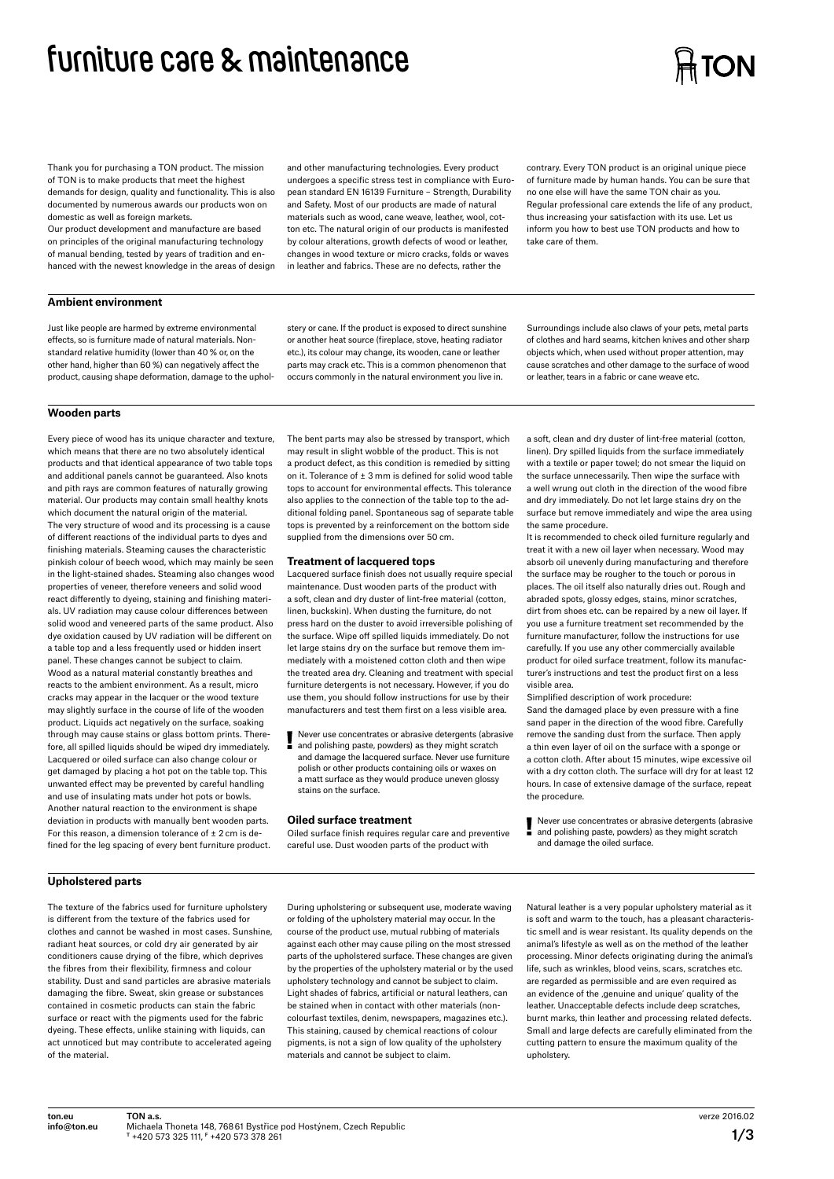# furniture care & maintenance

Thank you for purchasing a TON product. The mission of TON is to make products that meet the highest demands for design, quality and functionality. This is also documented by numerous awards our products won on domestic as well as foreign markets.

Our product development and manufacture are based on principles of the original manufacturing technology of manual bending, tested by years of tradition and enhanced with the newest knowledge in the areas of design and other manufacturing technologies. Every product undergoes a specific stress test in compliance with European standard EN 16139 Furniture – Strength, Durability and Safety. Most of our products are made of natural materials such as wood, cane weave, leather, wool, cotton etc. The natural origin of our products is manifested by colour alterations, growth defects of wood or leather, changes in wood texture or micro cracks, folds or waves in leather and fabrics. These are no defects, rather the contrary. Every TON product is an original unique piece of furniture made by human hands. You can be sure that no one else will have the same TON chair as you. Regular professional care extends the life of any product, thus increasing your satisfaction with its use. Let us inform you how to best use TON products and how to take care of them.

## Ambient environment

Just like people are harmed by extreme environmental effects, so is furniture made of natural materials. Non-standard relative humidity (lower than 40 % or, on the other hand, higher than 60 %) can negatively affect the product, causing shape deformation, damage to the upholstery or cane. If the product is exposed to direct sunshine or another heat source (fireplace, stove, heating radiator etc.), its colour may change, its wooden, cane or leather parts may crack etc. This is a common phenomenon that occurs commonly in the natural environment you live in.

Surroundings include also claws of your pets, metal parts of clothes and hard seams, kitchen knives and other sharp objects which, when used without proper attention, may cause scratches and other damage to the surface of wood or leather, tears in a fabric or cane weave etc.

## Wooden parts

Every piece of wood has its unique character and texture, which means that there are no two absolutely identical products and that identical appearance of two table tops and additional panels cannot be guaranteed. Also knots and pith rays are common features of naturally growing material. Our products may contain small healthy knots which document the natural origin of the material.

The very structure of wood and its processing is a cause of different reactions of the individual parts to dyes and finishing materials. Steaming causes the characteristic pinkish colour of beech wood, which may mainly be seen in the light-stained shades. Steaming also changes wood properties of veneer, therefore veneers and solid wood react differently to dyeing, staining and finishing materials. UV radiation may cause colour differences between solid wood and veneered parts of the same product. Also dye oxidation caused by UV radiation will be different on a table top and a less frequently used or hidden insert panel. These changes cannot be subject to claim.

Wood as a natural material constantly breathes and reacts to the ambient environment. As a result, micro cracks may appear in the lacquer or the wood texture may slightly surface in the course of life of the wooden product. Liquids act negatively on the surface, soaking through may cause stains or glass bottom prints. Therefore, all spilled liquids should be wiped dry immediately. Lacquered or oiled surface can also change colour or get damaged by placing a hot pot on the table top. This unwanted effect may be prevented by careful handling and use of insulating mats under hot pots or bowls.

Another natural reaction to the environment is shape deviation in products with manually bent wooden parts. For this reason, a dimension tolerance of ± 2 cm is defined for the leg spacing of every bent furniture product. The bent parts may also be stressed by transport, which may result in slight wobble of the product. This is not a product defect, as this condition is remedied by sitting on it. Tolerance of ± 3 mm is defined for solid wood table tops to account for environmental effects. This tolerance also applies to the connection of the table top to the additional folding panel. Spontaneous sag of separate table tops is prevented by a reinforcement on the bottom side supplied from the dimensions over 50 cm.

### Treatment of lacquered tops

Lacquered surface finish does not usually require special maintenance. Dust wooden parts of the product with a soft, clean and dry duster of lint-free material (cotton, linen, buckskin). When dusting the furniture, do not press hard on the duster to avoid irreversible polishing of the surface. Wipe off spilled liquids immediately. Do not let large stains dry on the surface but remove them immediately with a moistened cotton cloth and then wipe the treated area dry. Cleaning and treatment with special furniture detergents is not necessary. However, if you do use them, you should follow instructions for use by their manufacturers and test them first on a less visible area.

**!** Never use concentrates or abrasive detergents (abrasive and polishing paste, powders) as they might scratch and damage the lacquered surface. Never use furniture polish or other products containing oils or waxes on a matt surface as they would produce uneven glossy stains on the surface.

### Oiled surface treatment

Oiled surface finish requires regular care and preventive careful use. Dust wooden parts of the product with a soft, clean and dry duster of lint-free material (cotton, linen). Dry spilled liquids from the surface immediately with a textile or paper towel; do not smear the liquid on the surface unnecessarily. Then wipe the surface with a well wrung out cloth in the direction of the wood fibre and dry immediately. Do not let large stains dry on the surface but remove immediately and wipe the area using the same procedure.

It is recommended to check oiled furniture regularly and treat it with a new oil layer when necessary. Wood may absorb oil unevenly during manufacturing and therefore the surface may be rougher to the touch or porous in places. The oil itself also naturally dries out. Rough and abraded spots, glossy edges, stains, minor scratches, dirt from shoes etc. can be repaired by a new oil layer. If you use a furniture treatment set recommended by the furniture manufacturer, follow the instructions for use carefully. If you use any other commercially available product for oiled surface treatment, follow its manufacturer's instructions and test the product first on a less visible area.

Simplified description of work procedure:

Sand the damaged place by even pressure with a fine sand paper in the direction of the wood fibre. Carefully remove the sanding dust from the surface. Then apply a thin even layer of oil on the surface with a sponge or a cotton cloth. After about 15 minutes, wipe excessive oil with a dry cotton cloth. The surface will dry for at least 12 hours. In case of extensive damage of the surface, repeat the procedure.

**!** Never use concentrates or abrasive detergents (abrasive and polishing paste, powders) as they might scratch and damage the oiled surface.

## Upholstered parts

The texture of the fabrics used for furniture upholstery is different from the texture of the fabrics used for clothes and cannot be washed in most cases. Sunshine, radiant heat sources, or cold dry air generated by air conditioners cause drying of the fibre, which deprives the fibres from their flexibility, firmness and colour stability. Dust and sand particles are abrasive materials damaging the fibre. Sweat, skin grease or substances contained in cosmetic products can stain the fabric surface or react with the pigments used for the fabric dyeing. These effects, unlike staining with liquids, can act unnoticed but may contribute to accelerated ageing of the material.

During upholstering or subsequent use, moderate waving or folding of the upholstery material may occur. In the course of the product use, mutual rubbing of materials against each other may cause piling on the most stressed parts of the upholstered surface. These changes are given by the properties of the upholstery material or by the used upholstery technology and cannot be subject to claim. Light shades of fabrics, artificial or natural leathers, can be stained when in contact with other materials (non-colourfast textiles, denim, newspapers, magazines etc.). This staining, caused by chemical reactions of colour pigments, is not a sign of low quality of the upholstery materials and cannot be subject to claim.

Natural leather is a very popular upholstery material as it is soft and warm to the touch, has a pleasant characteristic smell and is wear resistant. Its quality depends on the animal's lifestyle as well as on the method of the leather processing. Minor defects originating during the animal's life, such as wrinkles, blood veins, scars, scratches etc. are regarded as permissible and are even required as an evidence of the ‚genuine and unique' quality of the leather. Unacceptable defects include deep scratches, burnt marks, thin leather and processing related defects. Small and large defects are carefully eliminated from the cutting pattern to ensure the maximum quality of the upholstery.

ton.eu
info@ton.eu

**TON a.s.**
Michaela Thoneta 148, 768 61 Bystřice pod Hostýnem, Czech Republic
T +420 573 325 111, F +420 573 378 261

verze 2016.02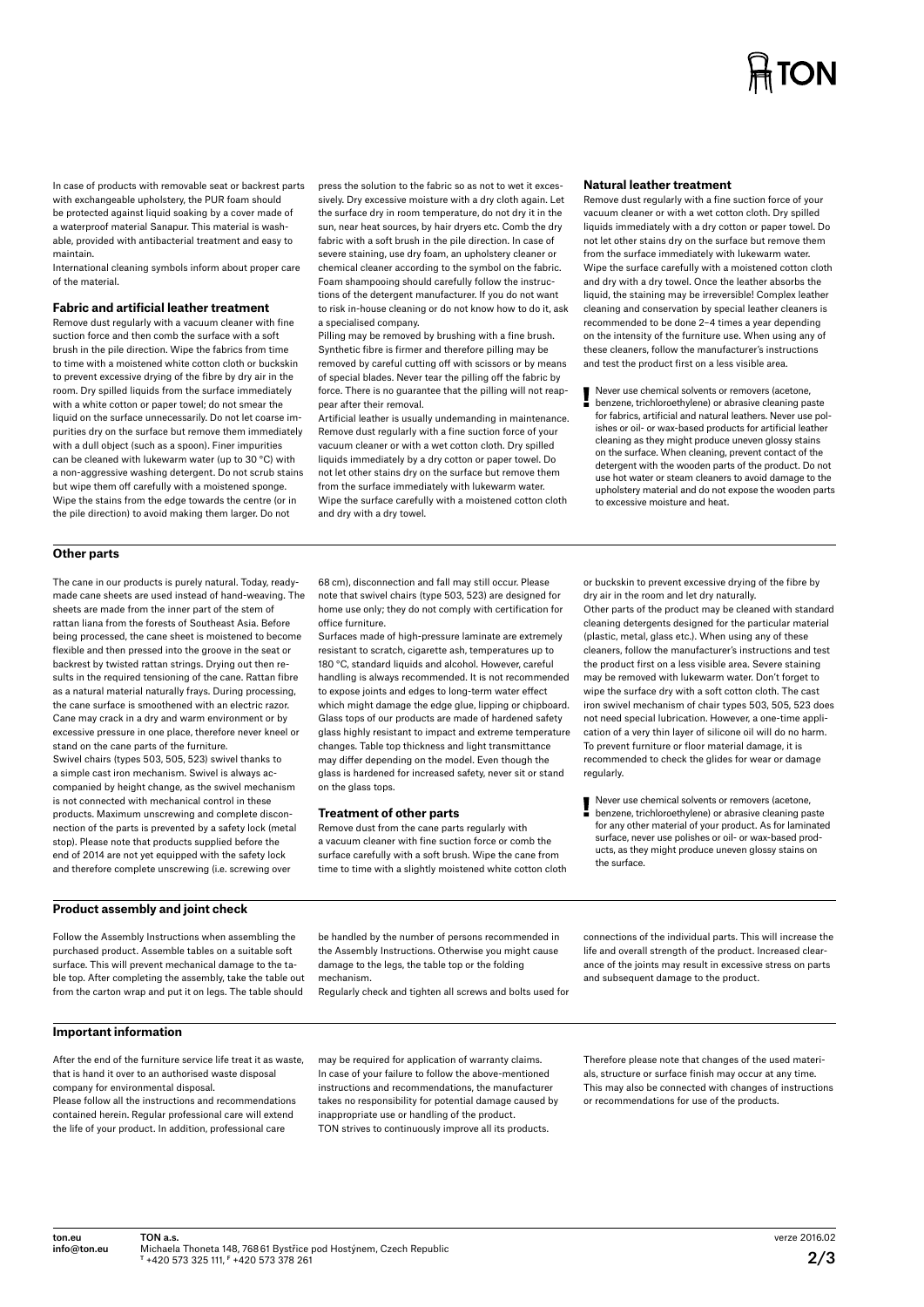In case of products with removable seat or backrest parts with exchangeable upholstery, the PUR foam should be protected against liquid soaking by a cover made of a waterproof material Sanapur. This material is washable, provided with antibacterial treatment and easy to maintain.
International cleaning symbols inform about proper care of the material.

### Fabric and artificial leather treatment

Remove dust regularly with a vacuum cleaner with fine suction force and then comb the surface with a soft brush in the pile direction. Wipe the fabrics from time to time with a moistened white cotton cloth or buckskin to prevent excessive drying of the fibre by dry air in the room. Dry spilled liquids from the surface immediately with a white cotton or paper towel; do not smear the liquid on the surface unnecessarily. Do not let coarse impurities dry on the surface but remove them immediately with a dull object (such as a spoon). Finer impurities can be cleaned with lukewarm water (up to 30 °C) with a non-aggressive washing detergent. Do not scrub stains but wipe them off carefully with a moistened sponge. Wipe the stains from the edge towards the centre (or in the pile direction) to avoid making them larger. Do not press the solution to the fabric so as not to wet it excessively. Dry excessive moisture with a dry cloth again. Let the surface dry in room temperature, do not dry it in the sun, near heat sources, by hair dryers etc. Comb the dry fabric with a soft brush in the pile direction. In case of severe staining, use dry foam, an upholstery cleaner or chemical cleaner according to the symbol on the fabric. Foam shampooing should carefully follow the instructions of the detergent manufacturer. If you do not want to risk in-house cleaning or do not know how to do it, ask a specialised company.
Pilling may be removed by brushing with a fine brush. Synthetic fibre is firmer and therefore pilling may be removed by careful cutting off with scissors or by means of special blades. Never tear the pilling off the fabric by force. There is no guarantee that the pilling will not reappear after their removal.
Artificial leather is usually undemanding in maintenance. Remove dust regularly with a fine suction force of your vacuum cleaner or with a wet cotton cloth. Dry spilled liquids immediately with a dry cotton or paper towel. Do not let other stains dry on the surface but remove them from the surface immediately with lukewarm water. Wipe the surface carefully with a moistened cotton cloth and dry with a dry towel.

### Natural leather treatment

Remove dust regularly with a fine suction force of your vacuum cleaner or with a wet cotton cloth. Dry spilled liquids immediately with a dry cotton or paper towel. Do not let other stains dry on the surface but remove them from the surface immediately with lukewarm water. Wipe the surface carefully with a moistened cotton cloth and dry with a dry towel. Once the leather absorbs the liquid, the staining may be irreversible! Complex leather cleaning and conservation by special leather cleaners is recommended to be done 2–4 times a year depending on the intensity of the furniture use. When using any of these cleaners, follow the manufacturer's instructions and test the product first on a less visible area.

**!** Never use chemical solvents or removers (acetone, benzene, trichloroethylene) or abrasive cleaning paste for fabrics, artificial and natural leathers. Never use polishes or oil- or wax-based products for artificial leather cleaning as they might produce uneven glossy stains on the surface. When cleaning, prevent contact of the detergent with the wooden parts of the product. Do not use hot water or steam cleaners to avoid damage to the upholstery material and do not expose the wooden parts to excessive moisture and heat.

## Other parts

The cane in our products is purely natural. Today, ready-made cane sheets are used instead of hand-weaving. The sheets are made from the inner part of the stem of rattan liana from the forests of Southeast Asia. Before being processed, the cane sheet is moistened to become flexible and then pressed into the groove in the seat or backrest by twisted rattan strings. Drying out then results in the required tensioning of the cane. Rattan fibre as a natural material naturally frays. During processing, the cane surface is smoothened with an electric razor. Cane may crack in a dry and warm environment or by excessive pressure in one place, therefore never kneel or stand on the cane parts of the furniture.
Swivel chairs (types 503, 505, 523) swivel thanks to a simple cast iron mechanism. Swivel is always accompanied by height change, as the swivel mechanism is not connected with mechanical control in these products. Maximum unscrewing and complete disconnection of the parts is prevented by a safety lock (metal stop). Please note that products supplied before the end of 2014 are not yet equipped with the safety lock and therefore complete unscrewing (i.e. screwing over 68 cm), disconnection and fall may still occur. Please note that swivel chairs (type 503, 523) are designed for home use only; they do not comply with certification for office furniture.
Surfaces made of high-pressure laminate are extremely resistant to scratch, cigarette ash, temperatures up to 180 °C, standard liquids and alcohol. However, careful handling is always recommended. It is not recommended to expose joints and edges to long-term water effect which might damage the edge glue, lipping or chipboard. Glass tops of our products are made of hardened safety glass highly resistant to impact and extreme temperature changes. Table top thickness and light transmittance may differ depending on the model. Even though the glass is hardened for increased safety, never sit or stand on the glass tops.

### Treatment of other parts

Remove dust from the cane parts regularly with a vacuum cleaner with fine suction force or comb the surface carefully with a soft brush. Wipe the cane from time to time with a slightly moistened white cotton cloth or buckskin to prevent excessive drying of the fibre by dry air in the room and let dry naturally.
Other parts of the product may be cleaned with standard cleaning detergents designed for the particular material (plastic, metal, glass etc.). When using any of these cleaners, follow the manufacturer's instructions and test the product first on a less visible area. Severe staining may be removed with lukewarm water. Don't forget to wipe the surface dry with a soft cotton cloth. The cast iron swivel mechanism of chair types 503, 505, 523 does not need special lubrication. However, a one-time application of a very thin layer of silicone oil will do no harm. To prevent furniture or floor material damage, it is recommended to check the glides for wear or damage regularly.

**!** Never use chemical solvents or removers (acetone, benzene, trichloroethylene) or abrasive cleaning paste for any other material of your product. As for laminated surface, never use polishes or oil- or wax-based products, as they might produce uneven glossy stains on the surface.

## Product assembly and joint check

Follow the Assembly Instructions when assembling the purchased product. Assemble tables on a suitable soft surface. This will prevent mechanical damage to the table top. After completing the assembly, take the table out from the carton wrap and put it on legs. The table should be handled by the number of persons recommended in the Assembly Instructions. Otherwise you might cause damage to the legs, the table top or the folding mechanism.
Regularly check and tighten all screws and bolts used for connections of the individual parts. This will increase the life and overall strength of the product. Increased clearance of the joints may result in excessive stress on parts and subsequent damage to the product.

## Important information

After the end of the furniture service life treat it as waste, that is hand it over to an authorised waste disposal company for environmental disposal.
Please follow all the instructions and recommendations contained herein. Regular professional care will extend the life of your product. In addition, professional care may be required for application of warranty claims.
In case of your failure to follow the above-mentioned instructions and recommendations, the manufacturer takes no responsibility for potential damage caused by inappropriate use or handling of the product.
TON strives to continuously improve all its products. Therefore please note that changes of the used materials, structure or surface finish may occur at any time. This may also be connected with changes of instructions or recommendations for use of the products.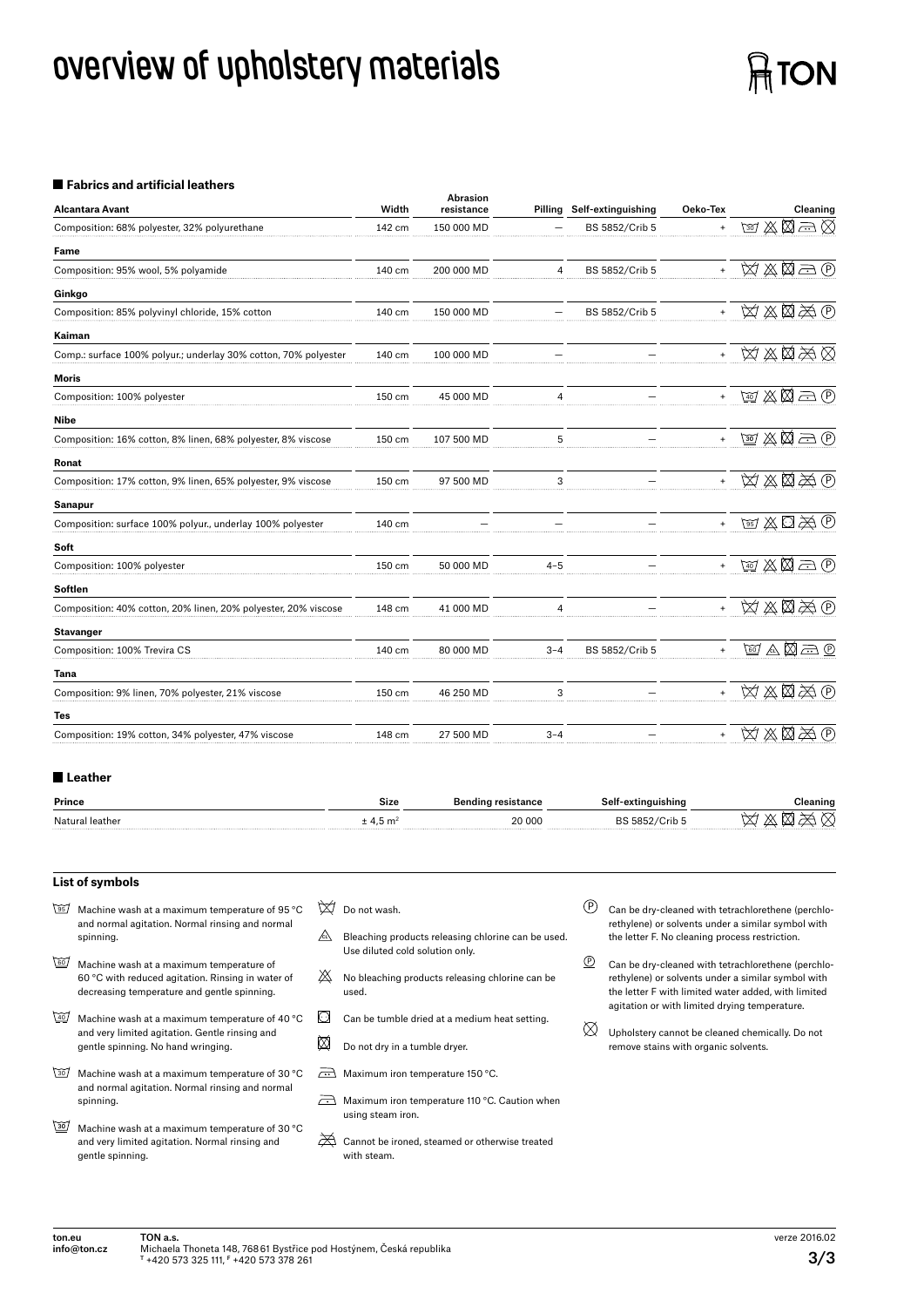# overview of upholstery materials

TON

## Fabrics and artificial leathers

| Alcantara Avant | Width | Abrasion resistance | Pilling | Self-extinguishing | Oeko-Tex | Cleaning |
|---|---|---|---|---|---|---|
| Composition: 68% polyester, 32% polyurethane | 142 cm | 150 000 MD | – | BS 5852/Crib 5 | + | |
| **Fame** | | | | | | |
| Composition: 95% wool, 5% polyamide | 140 cm | 200 000 MD | 4 | BS 5852/Crib 5 | + | |
| **Ginkgo** | | | | | | |
| Composition: 85% polyvinyl chloride, 15% cotton | 140 cm | 150 000 MD | – | BS 5852/Crib 5 | + | |
| **Kaiman** | | | | | | |
| Comp.: surface 100% polyur.; underlay 30% cotton, 70% polyester | 140 cm | 100 000 MD | – | – | + | |
| **Moris** | | | | | | |
| Composition: 100% polyester | 150 cm | 45 000 MD | 4 | – | + | |
| **Nibe** | | | | | | |
| Composition: 16% cotton, 8% linen, 68% polyester, 8% viscose | 150 cm | 107 500 MD | 5 | – | + | |
| **Ronat** | | | | | | |
| Composition: 17% cotton, 9% linen, 65% polyester, 9% viscose | 150 cm | 97 500 MD | 3 | – | + | |
| **Sanapur** | | | | | | |
| Composition: surface 100% polyur., underlay 100% polyester | 140 cm | – | – | – | + | |
| **Soft** | | | | | | |
| Composition: 100% polyester | 150 cm | 50 000 MD | 4–5 | – | + | |
| **Softlen** | | | | | | |
| Composition: 40% cotton, 20% linen, 20% polyester, 20% viscose | 148 cm | 41 000 MD | 4 | – | + | |
| **Stavanger** | | | | | | |
| Composition: 100% Trevira CS | 140 cm | 80 000 MD | 3–4 | BS 5852/Crib 5 | + | |
| **Tana** | | | | | | |
| Composition: 9% linen, 70% polyester, 21% viscose | 150 cm | 46 250 MD | 3 | – | + | |
| **Tes** | | | | | | |
| Composition: 19% cotton, 34% polyester, 47% viscose | 148 cm | 27 500 MD | 3–4 | – | + | |

## Leather

| Prince | Size | Bending resistance | Self-extinguishing | Cleaning |
|---|---|---|---|---|
| Natural leather | ± 4,5 m² | 20 000 | BS 5852/Crib 5 | |

## List of symbols

- Machine wash at a maximum temperature of 95 °C and normal agitation. Normal rinsing and normal spinning.
- Machine wash at a maximum temperature of 60 °C with reduced agitation. Rinsing in water of decreasing temperature and gentle spinning.
- Machine wash at a maximum temperature of 40 °C and very limited agitation. Gentle rinsing and gentle spinning. No hand wringing.
- Machine wash at a maximum temperature of 30 °C and normal agitation. Normal rinsing and normal spinning.
- Machine wash at a maximum temperature of 30 °C and very limited agitation. Normal rinsing and gentle spinning.
- Do not wash.
- Bleaching products releasing chlorine can be used. Use diluted cold solution only.
- No bleaching products releasing chlorine can be used.
- Can be tumble dried at a medium heat setting.
- Do not dry in a tumble dryer.
- Maximum iron temperature 150 °C.
- Maximum iron temperature 110 °C. Caution when using steam iron.
- Cannot be ironed, steamed or otherwise treated with steam.
- Can be dry-cleaned with tetrachlorethene (perchlorethylene) or solvents under a similar symbol with the letter F. No cleaning process restriction.
- Can be dry-cleaned with tetrachlorethene (perchlorethylene) or solvents under a similar symbol with the letter F with limited water added, with limited agitation or with limited drying temperature.
- Upholstery cannot be cleaned chemically. Do not remove stains with organic solvents.

ton.eu
info@ton.cz

TON a.s.
Michaela Thoneta 148, 768 61 Bystřice pod Hostýnem, Česká republika
T +420 573 325 111, F +420 573 378 261

verze 2016.02